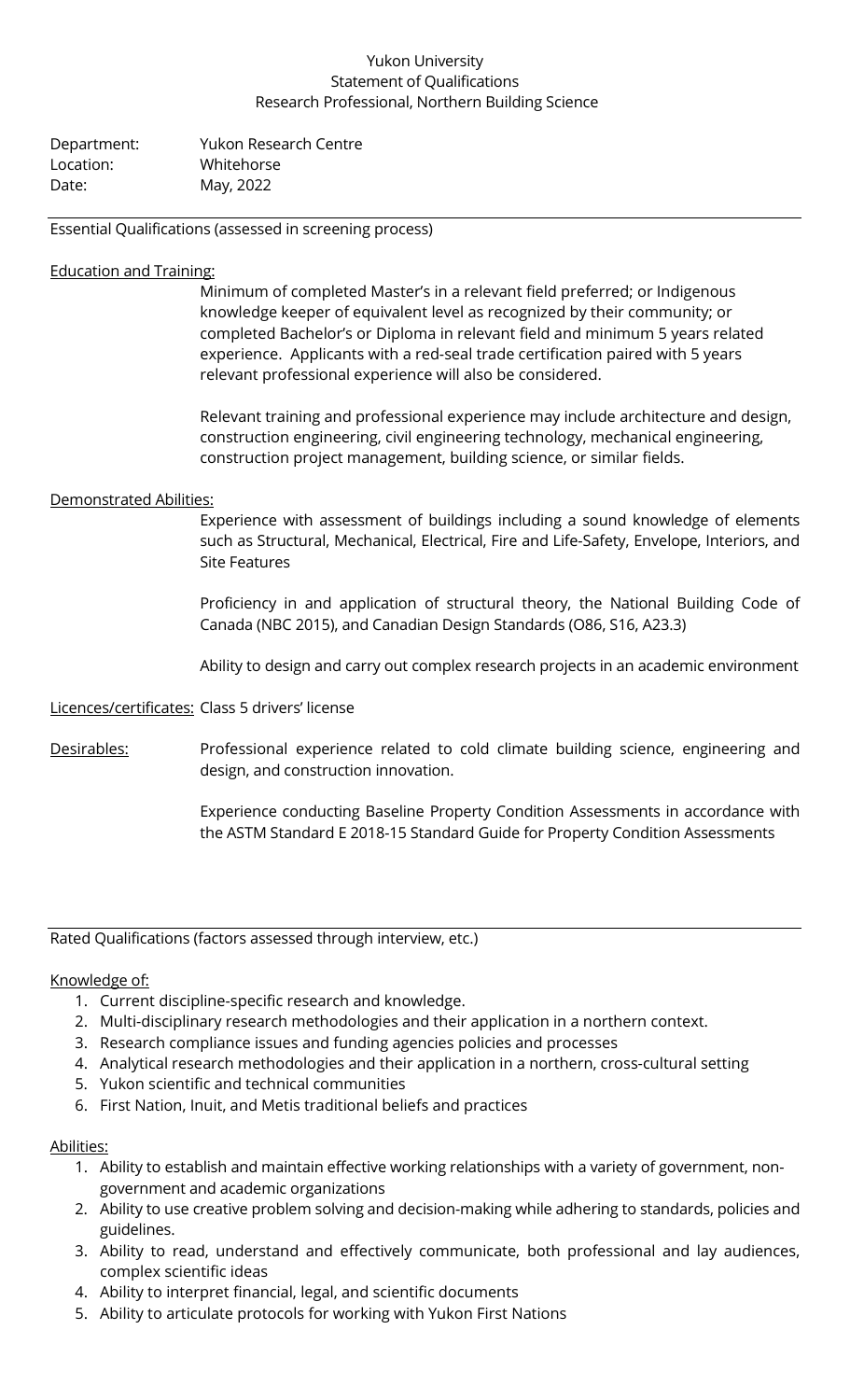# Yukon University
## Statement of Qualifications
## Research Professional, Northern Building Science

Department: Yukon Research Centre
Location: Whitehorse
Date: May, 2022

---

Essential Qualifications (assessed in screening process)

**Education and Training:**

Minimum of completed Master's in a relevant field preferred; or Indigenous knowledge keeper of equivalent level as recognized by their community; or completed Bachelor's or Diploma in relevant field and minimum 5 years related experience. Applicants with a red-seal trade certification paired with 5 years relevant professional experience will also be considered.

Relevant training and professional experience may include architecture and design, construction engineering, civil engineering technology, mechanical engineering, construction project management, building science, or similar fields.

**Demonstrated Abilities:**

Experience with assessment of buildings including a sound knowledge of elements such as Structural, Mechanical, Electrical, Fire and Life-Safety, Envelope, Interiors, and Site Features

Proficiency in and application of structural theory, the National Building Code of Canada (NBC 2015), and Canadian Design Standards (O86, S16, A23.3)

Ability to design and carry out complex research projects in an academic environment

**Licences/certificates:** Class 5 drivers' license

**Desirables:**

Professional experience related to cold climate building science, engineering and design, and construction innovation.

Experience conducting Baseline Property Condition Assessments in accordance with the ASTM Standard E 2018-15 Standard Guide for Property Condition Assessments

---

Rated Qualifications (factors assessed through interview, etc.)

**Knowledge of:**

1. Current discipline-specific research and knowledge.
2. Multi-disciplinary research methodologies and their application in a northern context.
3. Research compliance issues and funding agencies policies and processes
4. Analytical research methodologies and their application in a northern, cross-cultural setting
5. Yukon scientific and technical communities
6. First Nation, Inuit, and Metis traditional beliefs and practices

**Abilities:**

1. Ability to establish and maintain effective working relationships with a variety of government, non-government and academic organizations
2. Ability to use creative problem solving and decision-making while adhering to standards, policies and guidelines.
3. Ability to read, understand and effectively communicate, both professional and lay audiences, complex scientific ideas
4. Ability to interpret financial, legal, and scientific documents
5. Ability to articulate protocols for working with Yukon First Nations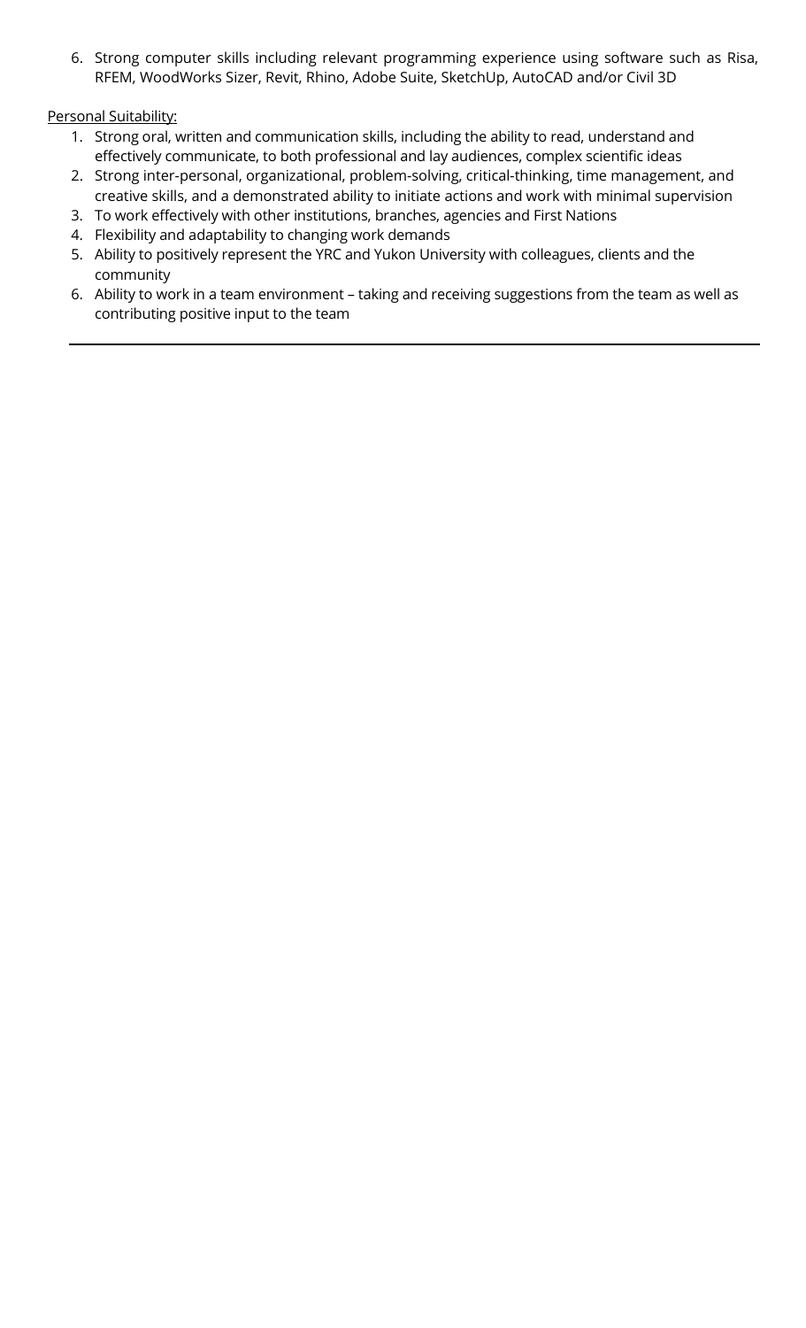6. Strong computer skills including relevant programming experience using software such as Risa, RFEM, WoodWorks Sizer, Revit, Rhino, Adobe Suite, SketchUp, AutoCAD and/or Civil 3D

Personal Suitability:

1. Strong oral, written and communication skills, including the ability to read, understand and effectively communicate, to both professional and lay audiences, complex scientific ideas
2. Strong inter-personal, organizational, problem-solving, critical-thinking, time management, and creative skills, and a demonstrated ability to initiate actions and work with minimal supervision
3. To work effectively with other institutions, branches, agencies and First Nations
4. Flexibility and adaptability to changing work demands
5. Ability to positively represent the YRC and Yukon University with colleagues, clients and the community
6. Ability to work in a team environment – taking and receiving suggestions from the team as well as contributing positive input to the team